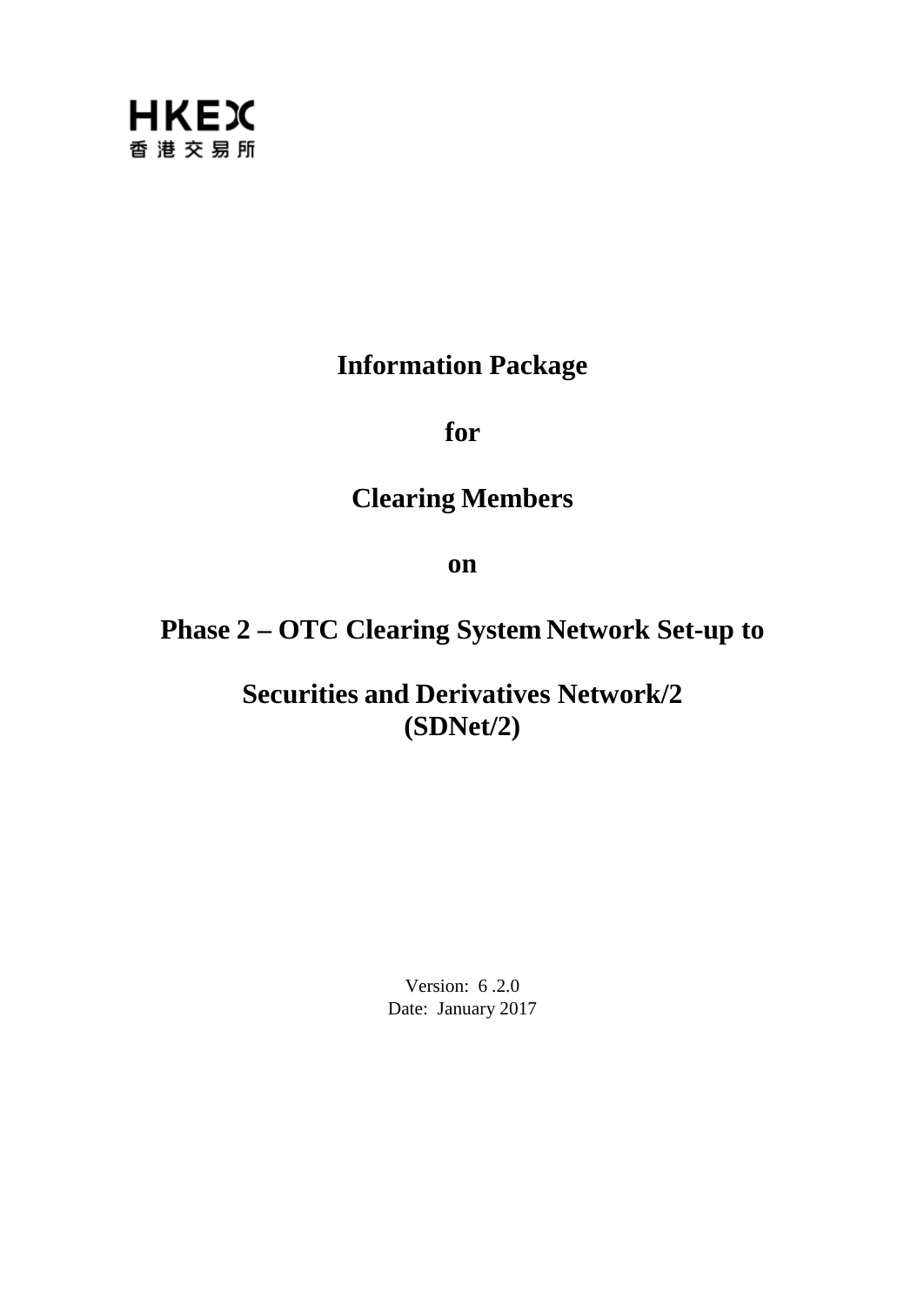HKEX
香港交易所

# Information Package

# for

# Clearing Members

# on

# Phase 2 – OTC Clearing System Network Set-up to

# Securities and Derivatives Network/2 (SDNet/2)

Version: 6 .2.0
Date: January 2017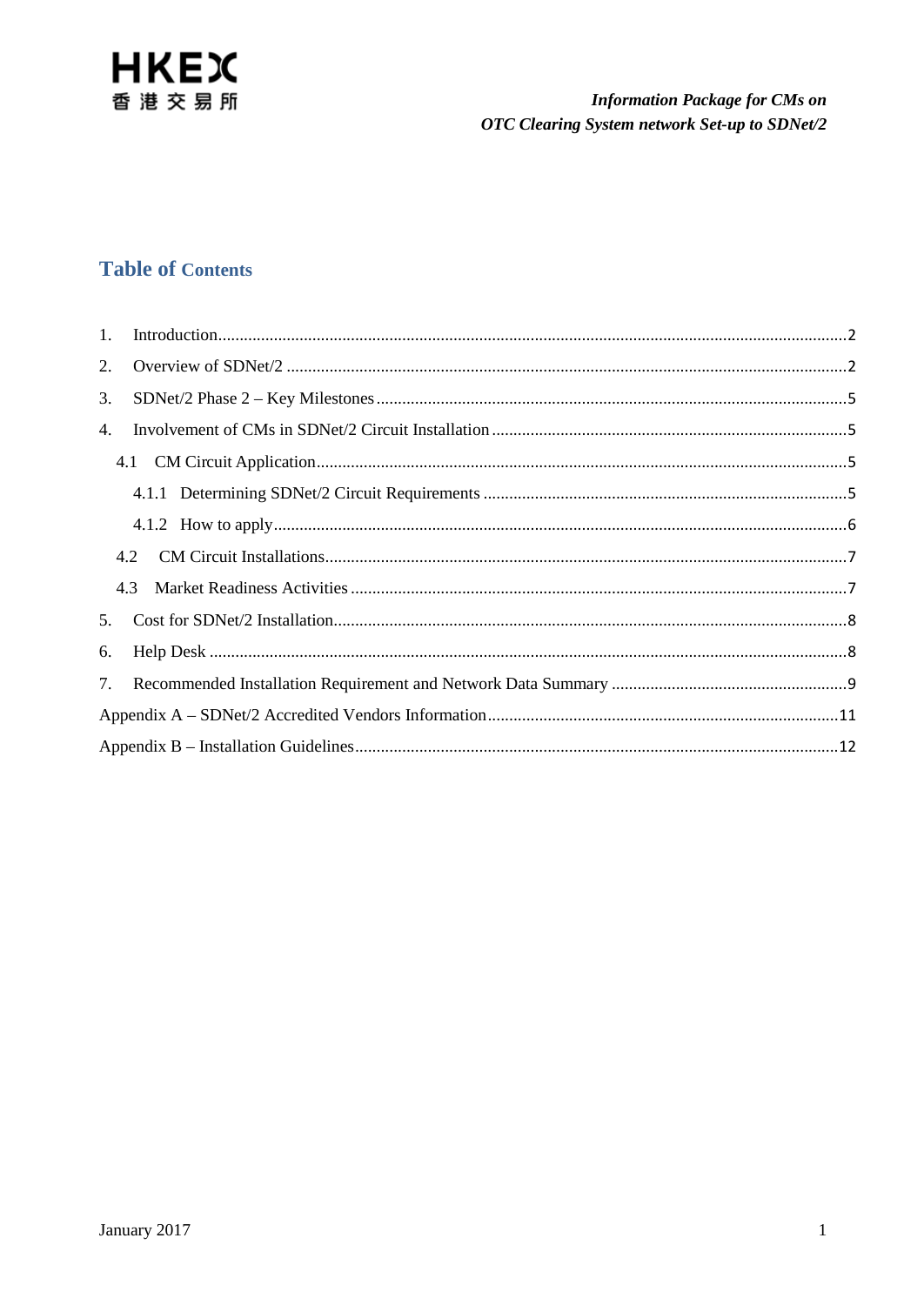## Table of Contents

1. Introduction .......... 2
2. Overview of SDNet/2 .......... 2
3. SDNet/2 Phase 2 – Key Milestones .......... 5
4. Involvement of CMs in SDNet/2 Circuit Installation .......... 5
   - 4.1 CM Circuit Application .......... 5
     - 4.1.1 Determining SDNet/2 Circuit Requirements .......... 5
     - 4.1.2 How to apply .......... 6
   - 4.2 CM Circuit Installations .......... 7
   - 4.3 Market Readiness Activities .......... 7
5. Cost for SDNet/2 Installation .......... 8
6. Help Desk .......... 8
7. Recommended Installation Requirement and Network Data Summary .......... 9

Appendix A – SDNet/2 Accredited Vendors Information .......... 11

Appendix B – Installation Guidelines .......... 12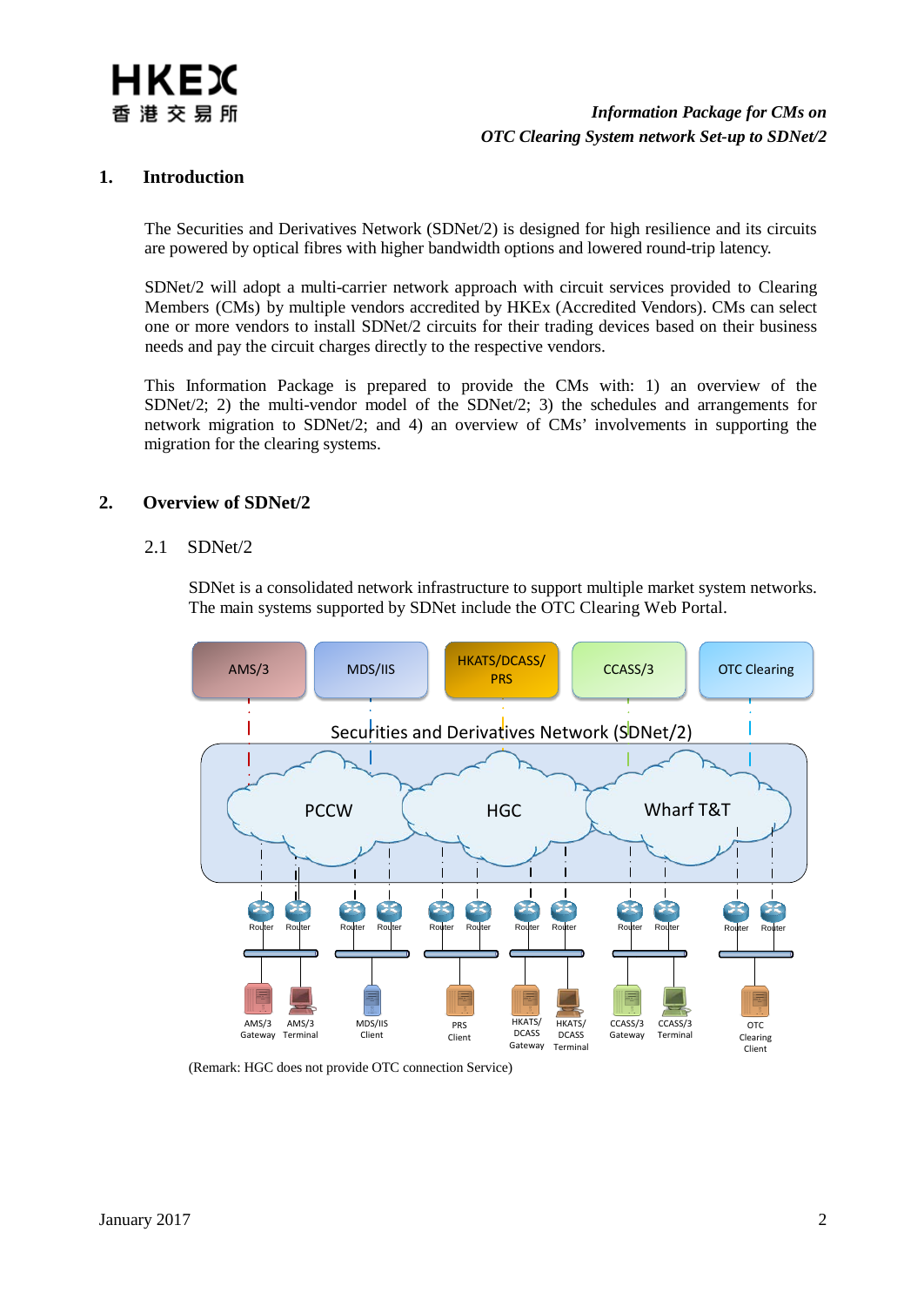## 1. Introduction

The Securities and Derivatives Network (SDNet/2) is designed for high resilience and its circuits are powered by optical fibres with higher bandwidth options and lowered round-trip latency.

SDNet/2 will adopt a multi-carrier network approach with circuit services provided to Clearing Members (CMs) by multiple vendors accredited by HKEx (Accredited Vendors). CMs can select one or more vendors to install SDNet/2 circuits for their trading devices based on their business needs and pay the circuit charges directly to the respective vendors.

This Information Package is prepared to provide the CMs with: 1) an overview of the SDNet/2; 2) the multi-vendor model of the SDNet/2; 3) the schedules and arrangements for network migration to SDNet/2; and 4) an overview of CMs' involvements in supporting the migration for the clearing systems.

## 2. Overview of SDNet/2

### 2.1 SDNet/2

SDNet is a consolidated network infrastructure to support multiple market system networks. The main systems supported by SDNet include the OTC Clearing Web Portal.

AMS/3 | MDS/IIS | HKATS/DCASS/PRS | CCASS/3 | OTC Clearing

Securities and Derivatives Network (SDNet/2)

PCCW | HGC | Wharf T&T

Router | Router | Router | Router | Router | Router | Router | Router | Router | Router | Router | Router

AMS/3 Gateway | AMS/3 Terminal | MDS/IIS Client | PRS Client | HKATS/DCASS Gateway | HKATS/DCASS Terminal | CCASS/3 Gateway | CCASS/3 Terminal | OTC Clearing Client

(Remark: HGC does not provide OTC connection Service)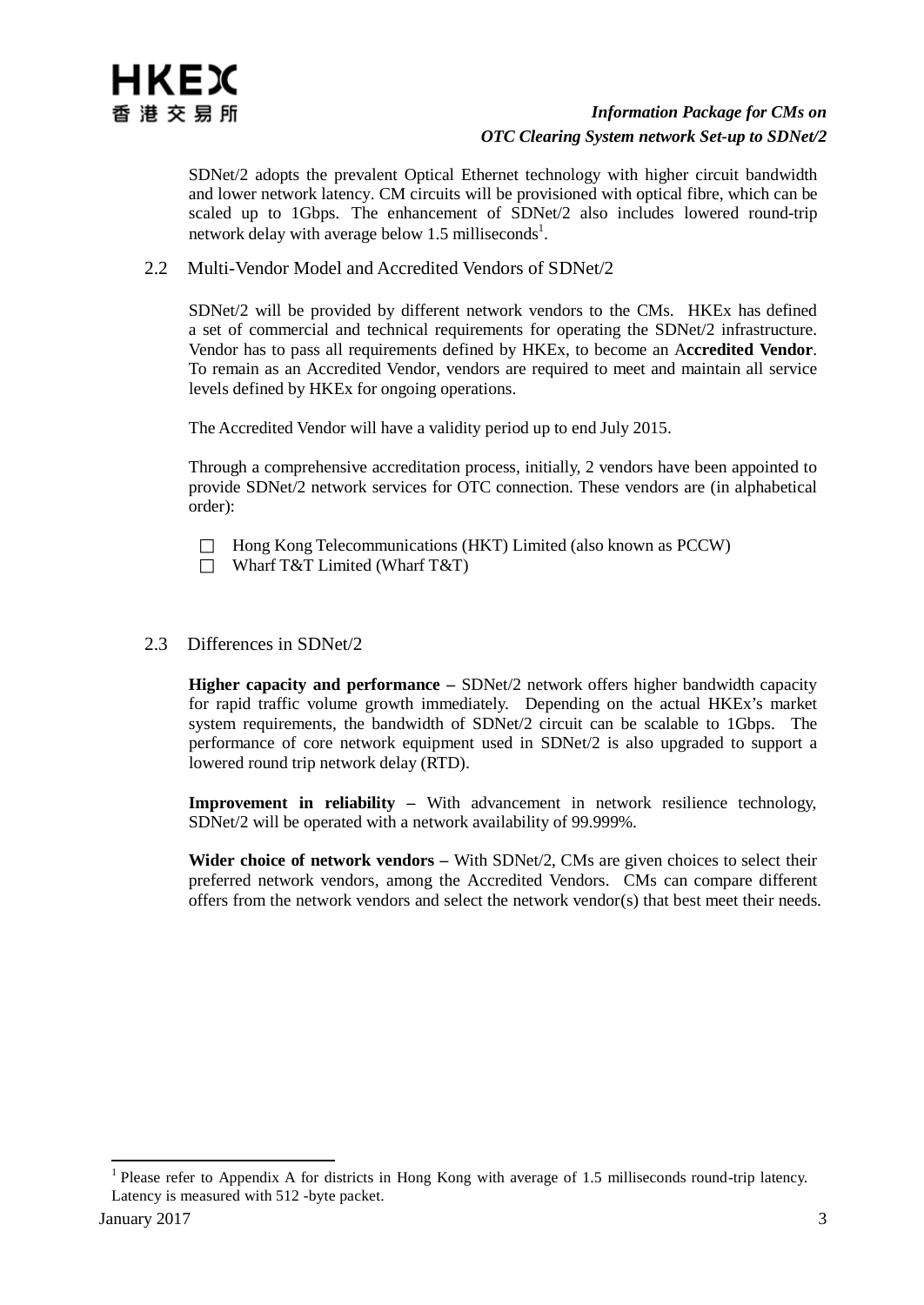SDNet/2 adopts the prevalent Optical Ethernet technology with higher circuit bandwidth and lower network latency. CM circuits will be provisioned with optical fibre, which can be scaled up to 1Gbps. The enhancement of SDNet/2 also includes lowered round-trip network delay with average below 1.5 milliseconds[1].

### 2.2 Multi-Vendor Model and Accredited Vendors of SDNet/2

SDNet/2 will be provided by different network vendors to the CMs. HKEx has defined a set of commercial and technical requirements for operating the SDNet/2 infrastructure. Vendor has to pass all requirements defined by HKEx, to become an A**ccredited Vendor**. To remain as an Accredited Vendor, vendors are required to meet and maintain all service levels defined by HKEx for ongoing operations.

The Accredited Vendor will have a validity period up to end July 2015.

Through a comprehensive accreditation process, initially, 2 vendors have been appointed to provide SDNet/2 network services for OTC connection. These vendors are (in alphabetical order):

- Hong Kong Telecommunications (HKT) Limited (also known as PCCW)
- Wharf T&T Limited (Wharf T&T)

### 2.3 Differences in SDNet/2

**Higher capacity and performance –** SDNet/2 network offers higher bandwidth capacity for rapid traffic volume growth immediately. Depending on the actual HKEx's market system requirements, the bandwidth of SDNet/2 circuit can be scalable to 1Gbps. The performance of core network equipment used in SDNet/2 is also upgraded to support a lowered round trip network delay (RTD).

**Improvement in reliability –** With advancement in network resilience technology, SDNet/2 will be operated with a network availability of 99.999%.

**Wider choice of network vendors –** With SDNet/2, CMs are given choices to select their preferred network vendors, among the Accredited Vendors. CMs can compare different offers from the network vendors and select the network vendor(s) that best meet their needs.

---

[1] Please refer to Appendix A for districts in Hong Kong with average of 1.5 milliseconds round-trip latency. Latency is measured with 512 -byte packet.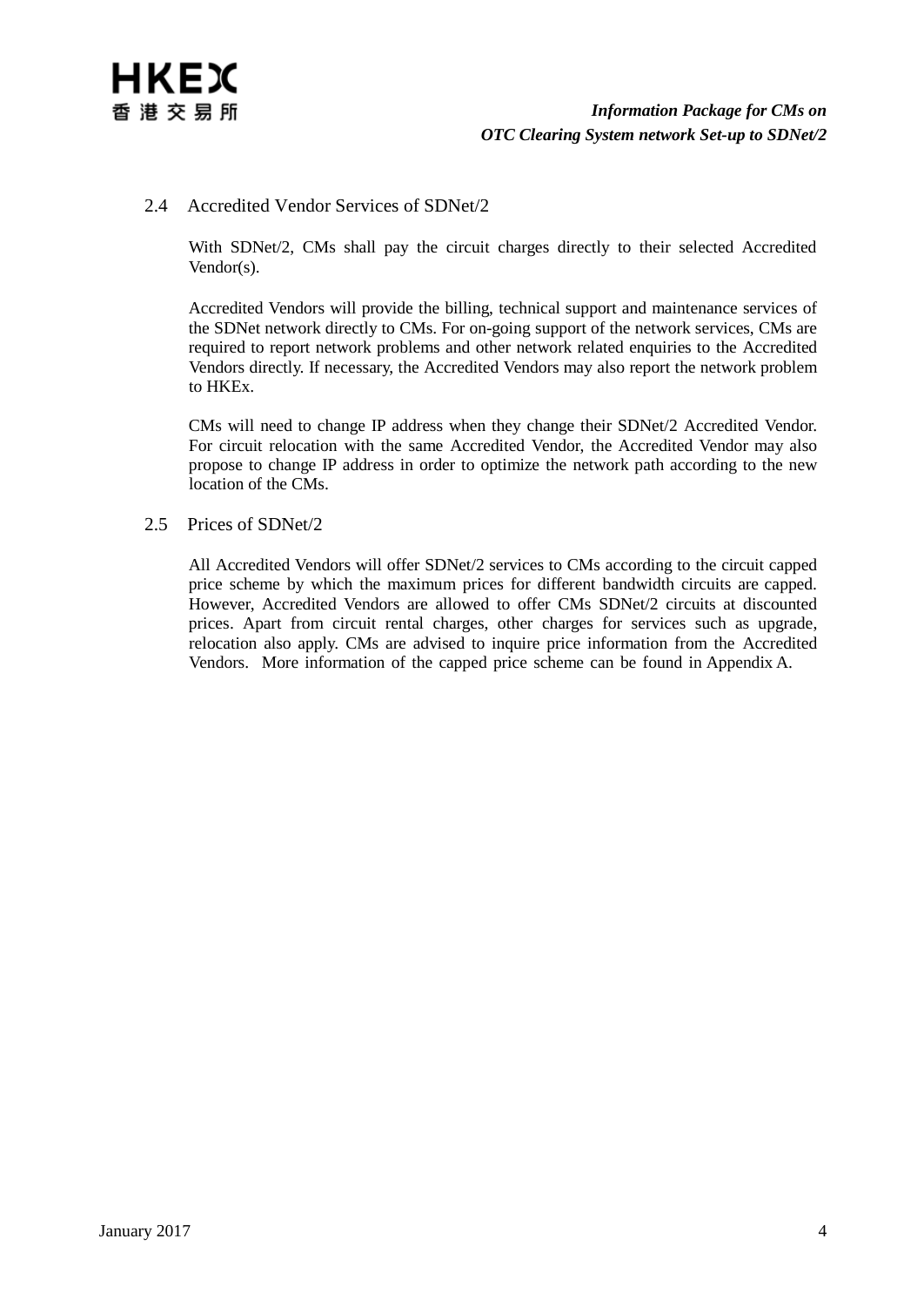## 2.4 Accredited Vendor Services of SDNet/2

With SDNet/2, CMs shall pay the circuit charges directly to their selected Accredited Vendor(s).

Accredited Vendors will provide the billing, technical support and maintenance services of the SDNet network directly to CMs. For on-going support of the network services, CMs are required to report network problems and other network related enquiries to the Accredited Vendors directly. If necessary, the Accredited Vendors may also report the network problem to HKEx.

CMs will need to change IP address when they change their SDNet/2 Accredited Vendor. For circuit relocation with the same Accredited Vendor, the Accredited Vendor may also propose to change IP address in order to optimize the network path according to the new location of the CMs.

## 2.5 Prices of SDNet/2

All Accredited Vendors will offer SDNet/2 services to CMs according to the circuit capped price scheme by which the maximum prices for different bandwidth circuits are capped. However, Accredited Vendors are allowed to offer CMs SDNet/2 circuits at discounted prices. Apart from circuit rental charges, other charges for services such as upgrade, relocation also apply. CMs are advised to inquire price information from the Accredited Vendors. More information of the capped price scheme can be found in Appendix A.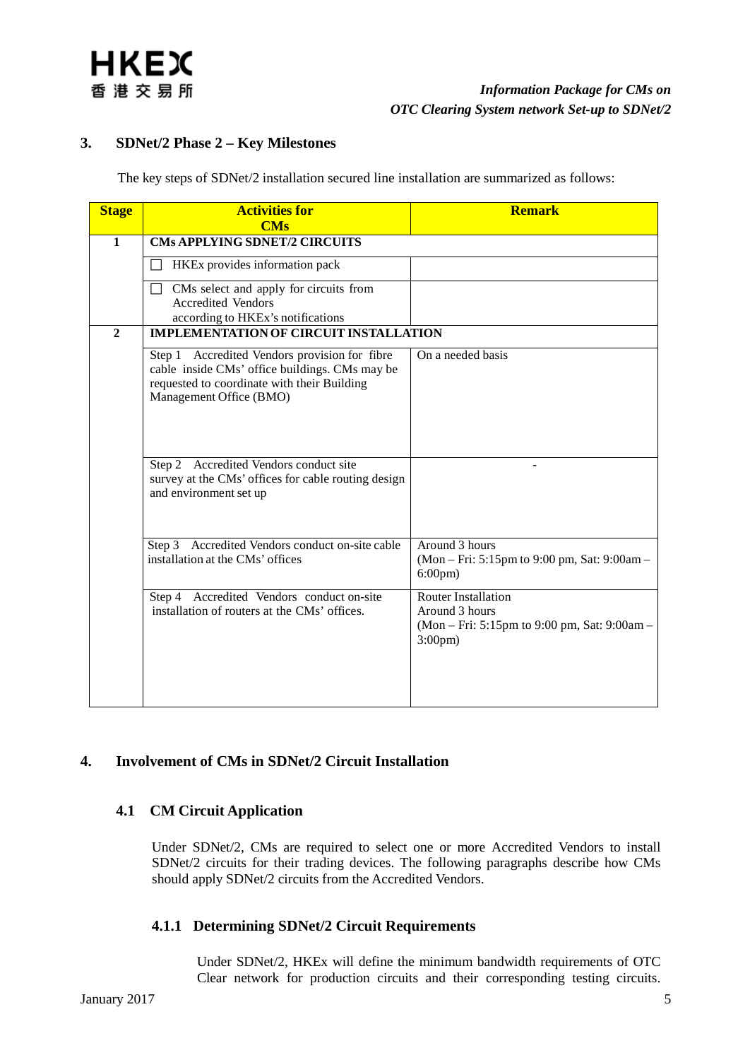## 3. SDNet/2 Phase 2 – Key Milestones

The key steps of SDNet/2 installation secured line installation are summarized as follows:

| Stage | Activities for CMs | Remark |
|---|---|---|
| 1 | **CMs APPLYING SDNET/2 CIRCUITS** | |
| | ☐ HKEx provides information pack | |
| | ☐ CMs select and apply for circuits from Accredited Vendors according to HKEx's notifications | |
| 2 | **IMPLEMENTATION OF CIRCUIT INSTALLATION** | |
| | Step 1 Accredited Vendors provision for fibre cable inside CMs' office buildings. CMs may be requested to coordinate with their Building Management Office (BMO) | On a needed basis |
| | Step 2 Accredited Vendors conduct site survey at the CMs' offices for cable routing design and environment set up | - |
| | Step 3 Accredited Vendors conduct on-site cable installation at the CMs' offices | Around 3 hours (Mon – Fri: 5:15pm to 9:00 pm, Sat: 9:00am – 6:00pm) |
| | Step 4 Accredited Vendors conduct on-site installation of routers at the CMs' offices. | Router Installation Around 3 hours (Mon – Fri: 5:15pm to 9:00 pm, Sat: 9:00am – 3:00pm) |

## 4. Involvement of CMs in SDNet/2 Circuit Installation

### 4.1 CM Circuit Application

Under SDNet/2, CMs are required to select one or more Accredited Vendors to install SDNet/2 circuits for their trading devices. The following paragraphs describe how CMs should apply SDNet/2 circuits from the Accredited Vendors.

#### 4.1.1 Determining SDNet/2 Circuit Requirements

Under SDNet/2, HKEx will define the minimum bandwidth requirements of OTC Clear network for production circuits and their corresponding testing circuits.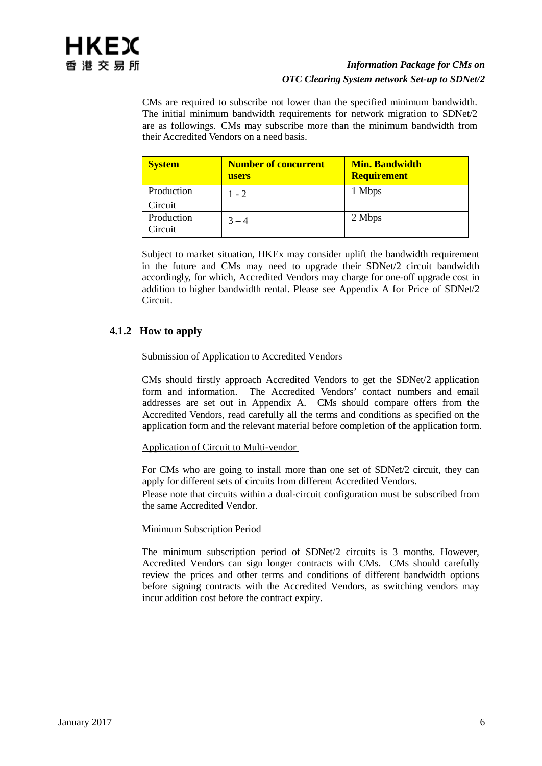CMs are required to subscribe not lower than the specified minimum bandwidth. The initial minimum bandwidth requirements for network migration to SDNet/2 are as followings. CMs may subscribe more than the minimum bandwidth from their Accredited Vendors on a need basis.

| **System** | **Number of concurrent users** | **Min. Bandwidth Requirement** |
| --- | --- | --- |
| Production Circuit | 1 - 2 | 1 Mbps |
| Production Circuit | 3 – 4 | 2 Mbps |

Subject to market situation, HKEx may consider uplift the bandwidth requirement in the future and CMs may need to upgrade their SDNet/2 circuit bandwidth accordingly, for which, Accredited Vendors may charge for one-off upgrade cost in addition to higher bandwidth rental. Please see Appendix A for Price of SDNet/2 Circuit.

### 4.1.2 How to apply

Submission of Application to Accredited Vendors

CMs should firstly approach Accredited Vendors to get the SDNet/2 application form and information. The Accredited Vendors' contact numbers and email addresses are set out in Appendix A. CMs should compare offers from the Accredited Vendors, read carefully all the terms and conditions as specified on the application form and the relevant material before completion of the application form.

Application of Circuit to Multi-vendor

For CMs who are going to install more than one set of SDNet/2 circuit, they can apply for different sets of circuits from different Accredited Vendors.

Please note that circuits within a dual-circuit configuration must be subscribed from the same Accredited Vendor.

Minimum Subscription Period

The minimum subscription period of SDNet/2 circuits is 3 months. However, Accredited Vendors can sign longer contracts with CMs. CMs should carefully review the prices and other terms and conditions of different bandwidth options before signing contracts with the Accredited Vendors, as switching vendors may incur addition cost before the contract expiry.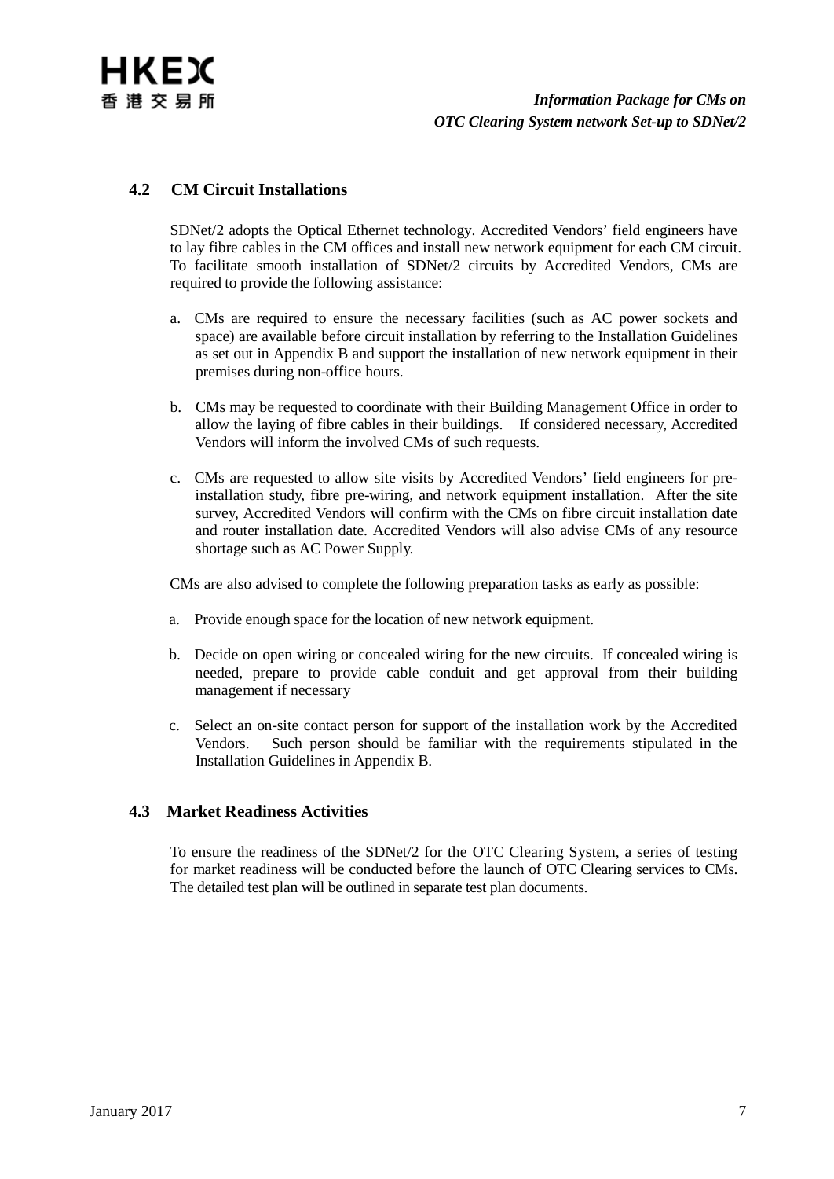### 4.2 CM Circuit Installations

SDNet/2 adopts the Optical Ethernet technology. Accredited Vendors' field engineers have to lay fibre cables in the CM offices and install new network equipment for each CM circuit. To facilitate smooth installation of SDNet/2 circuits by Accredited Vendors, CMs are required to provide the following assistance:

a. CMs are required to ensure the necessary facilities (such as AC power sockets and space) are available before circuit installation by referring to the Installation Guidelines as set out in Appendix B and support the installation of new network equipment in their premises during non-office hours.

b. CMs may be requested to coordinate with their Building Management Office in order to allow the laying of fibre cables in their buildings. If considered necessary, Accredited Vendors will inform the involved CMs of such requests.

c. CMs are requested to allow site visits by Accredited Vendors' field engineers for pre-installation study, fibre pre-wiring, and network equipment installation. After the site survey, Accredited Vendors will confirm with the CMs on fibre circuit installation date and router installation date. Accredited Vendors will also advise CMs of any resource shortage such as AC Power Supply.

CMs are also advised to complete the following preparation tasks as early as possible:

a. Provide enough space for the location of new network equipment.

b. Decide on open wiring or concealed wiring for the new circuits. If concealed wiring is needed, prepare to provide cable conduit and get approval from their building management if necessary

c. Select an on-site contact person for support of the installation work by the Accredited Vendors. Such person should be familiar with the requirements stipulated in the Installation Guidelines in Appendix B.

### 4.3 Market Readiness Activities

To ensure the readiness of the SDNet/2 for the OTC Clearing System, a series of testing for market readiness will be conducted before the launch of OTC Clearing services to CMs. The detailed test plan will be outlined in separate test plan documents.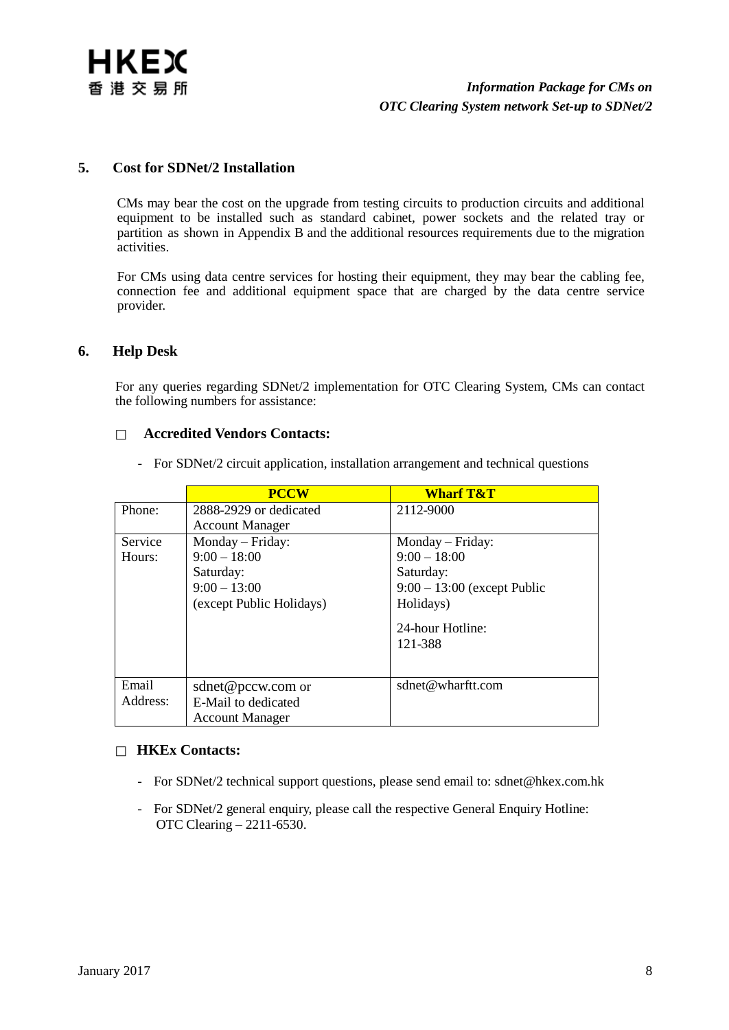## 5. Cost for SDNet/2 Installation

CMs may bear the cost on the upgrade from testing circuits to production circuits and additional equipment to be installed such as standard cabinet, power sockets and the related tray or partition as shown in Appendix B and the additional resources requirements due to the migration activities.

For CMs using data centre services for hosting their equipment, they may bear the cabling fee, connection fee and additional equipment space that are charged by the data centre service provider.

## 6. Help Desk

For any queries regarding SDNet/2 implementation for OTC Clearing System, CMs can contact the following numbers for assistance:

- **Accredited Vendors Contacts:**

  - For SDNet/2 circuit application, installation arrangement and technical questions

| | PCCW | Wharf T&T |
|---|---|---|
| Phone: | 2888-2929 or dedicated Account Manager | 2112-9000 |
| Service Hours: | Monday – Friday:<br>9:00 – 18:00<br>Saturday:<br>9:00 – 13:00<br>(except Public Holidays) | Monday – Friday:<br>9:00 – 18:00<br>Saturday:<br>9:00 – 13:00 (except Public Holidays)<br><br>24-hour Hotline:<br>121-388 |
| Email Address: | sdnet@pccw.com or E-Mail to dedicated Account Manager | sdnet@wharftt.com |

- **HKEx Contacts:**

  - For SDNet/2 technical support questions, please send email to: sdnet@hkex.com.hk
  - For SDNet/2 general enquiry, please call the respective General Enquiry Hotline: OTC Clearing – 2211-6530.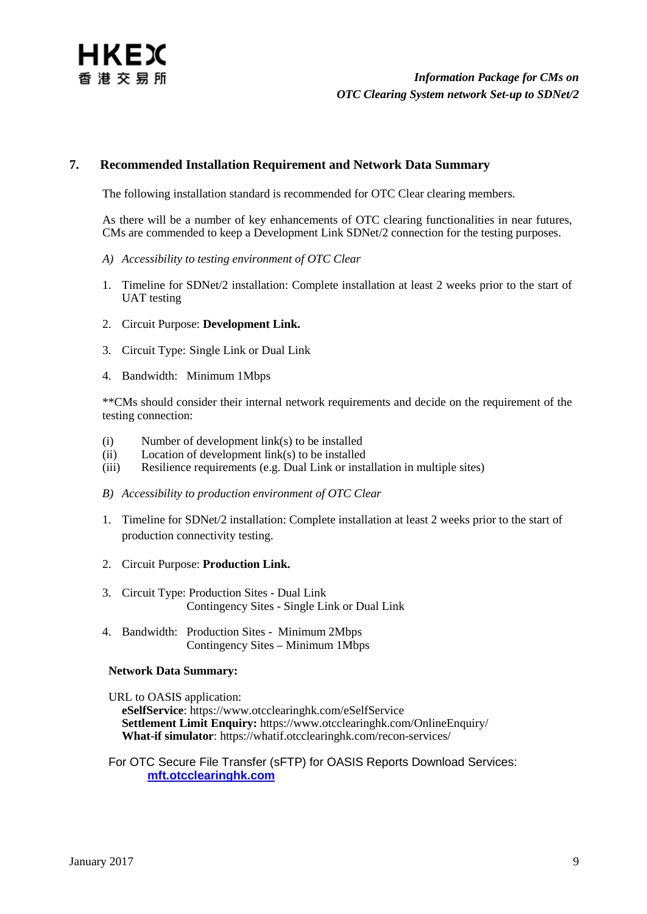## 7. Recommended Installation Requirement and Network Data Summary

The following installation standard is recommended for OTC Clear clearing members.

As there will be a number of key enhancements of OTC clearing functionalities in near futures, CMs are commended to keep a Development Link SDNet/2 connection for the testing purposes.

*A) Accessibility to testing environment of OTC Clear*

1. Timeline for SDNet/2 installation: Complete installation at least 2 weeks prior to the start of UAT testing
2. Circuit Purpose: **Development Link.**
3. Circuit Type: Single Link or Dual Link
4. Bandwidth: Minimum 1Mbps

**CMs should consider their internal network requirements and decide on the requirement of the testing connection:

(i) Number of development link(s) to be installed
(ii) Location of development link(s) to be installed
(iii) Resilience requirements (e.g. Dual Link or installation in multiple sites)

*B) Accessibility to production environment of OTC Clear*

1. Timeline for SDNet/2 installation: Complete installation at least 2 weeks prior to the start of production connectivity testing.
2. Circuit Purpose: **Production Link.**
3. Circuit Type: Production Sites - Dual Link
   Contingency Sites - Single Link or Dual Link
4. Bandwidth: Production Sites - Minimum 2Mbps
   Contingency Sites – Minimum 1Mbps

**Network Data Summary:**

URL to OASIS application:
**eSelfService**: https://www.otcclearinghk.com/eSelfService
**Settlement Limit Enquiry:** https://www.otcclearinghk.com/OnlineEnquiry/
**What-if simulator**: https://whatif.otcclearinghk.com/recon-services/

For OTC Secure File Transfer (sFTP) for OASIS Reports Download Services:
**mft.otcclearinghk.com**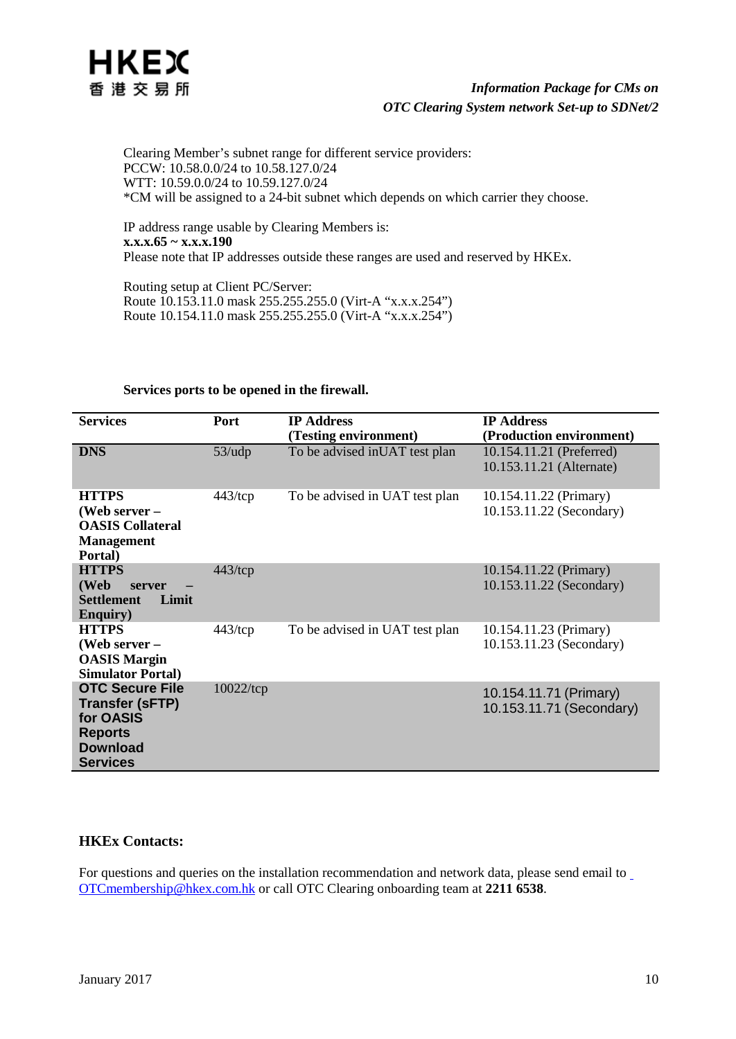Clearing Member's subnet range for different service providers:
PCCW: 10.58.0.0/24 to 10.58.127.0/24
WTT: 10.59.0.0/24 to 10.59.127.0/24
*CM will be assigned to a 24-bit subnet which depends on which carrier they choose.

IP address range usable by Clearing Members is:
**x.x.x.65 ~ x.x.x.190**
Please note that IP addresses outside these ranges are used and reserved by HKEx.

Routing setup at Client PC/Server:
Route 10.153.11.0 mask 255.255.255.0 (Virt-A "x.x.x.254")
Route 10.154.11.0 mask 255.255.255.0 (Virt-A "x.x.x.254")

**Services ports to be opened in the firewall.**

| Services | Port | IP Address (Testing environment) | IP Address (Production environment) |
|---|---|---|---|
| **DNS** | 53/udp | To be advised inUAT test plan | 10.154.11.21 (Preferred)<br>10.153.11.21 (Alternate) |
| **HTTPS (Web server – OASIS Collateral Management Portal)** | 443/tcp | To be advised in UAT test plan | 10.154.11.22 (Primary)<br>10.153.11.22 (Secondary) |
| **HTTPS (Web server – Settlement Limit Enquiry)** | 443/tcp | | 10.154.11.22 (Primary)<br>10.153.11.22 (Secondary) |
| **HTTPS (Web server – OASIS Margin Simulator Portal)** | 443/tcp | To be advised in UAT test plan | 10.154.11.23 (Primary)<br>10.153.11.23 (Secondary) |
| **OTC Secure File Transfer (sFTP) for OASIS Reports Download Services** | 10022/tcp | | 10.154.11.71 (Primary)<br>10.153.11.71 (Secondary) |

## HKEx Contacts:

For questions and queries on the installation recommendation and network data, please send email to OTCmembership@hkex.com.hk or call OTC Clearing onboarding team at **2211 6538**.

January 2017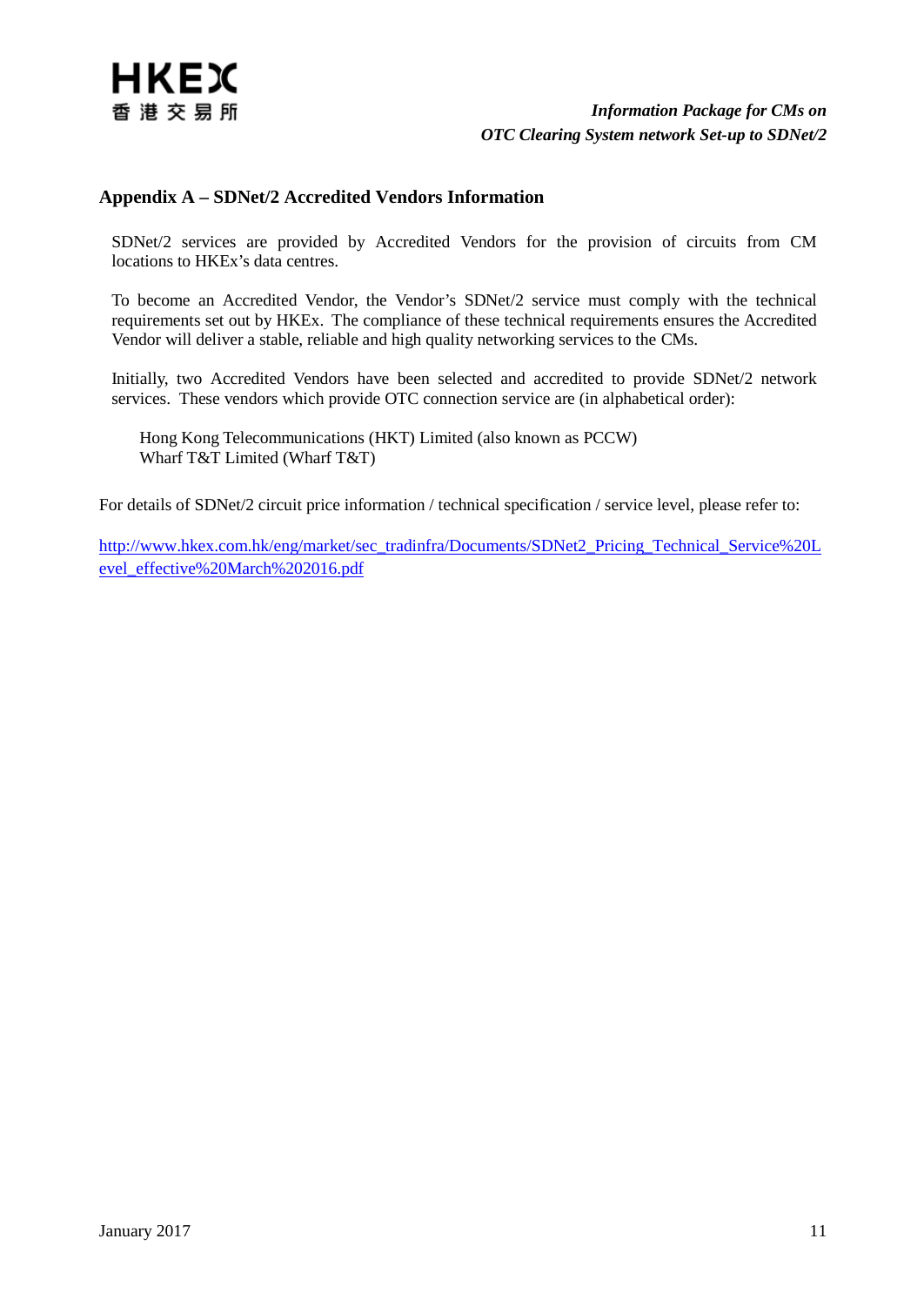## Appendix A – SDNet/2 Accredited Vendors Information

SDNet/2 services are provided by Accredited Vendors for the provision of circuits from CM locations to HKEx's data centres.

To become an Accredited Vendor, the Vendor's SDNet/2 service must comply with the technical requirements set out by HKEx. The compliance of these technical requirements ensures the Accredited Vendor will deliver a stable, reliable and high quality networking services to the CMs.

Initially, two Accredited Vendors have been selected and accredited to provide SDNet/2 network services. These vendors which provide OTC connection service are (in alphabetical order):

Hong Kong Telecommunications (HKT) Limited (also known as PCCW)
Wharf T&T Limited (Wharf T&T)

For details of SDNet/2 circuit price information / technical specification / service level, please refer to:

http://www.hkex.com.hk/eng/market/sec_tradinfra/Documents/SDNet2_Pricing_Technical_Service%20Level_effective%20March%202016.pdf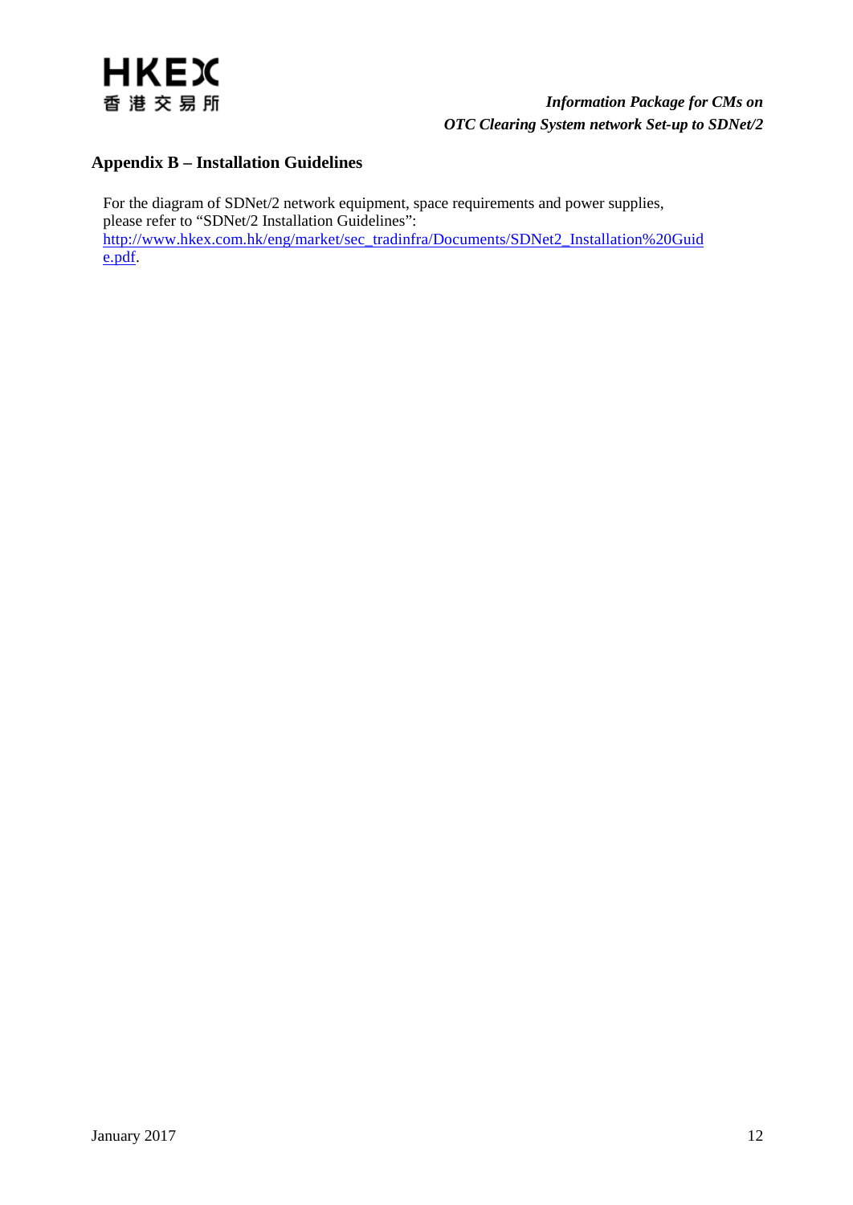## Appendix B – Installation Guidelines

For the diagram of SDNet/2 network equipment, space requirements and power supplies, please refer to "SDNet/2 Installation Guidelines": http://www.hkex.com.hk/eng/market/sec_tradinfra/Documents/SDNet2_Installation%20Guide.pdf.